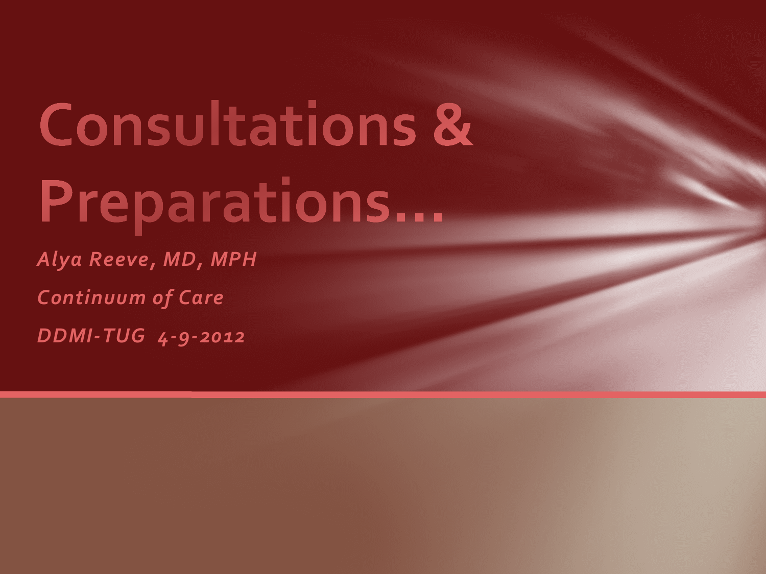# Consultations & Preparations…

*Alya Reeve, MD, MPH*

*Continuum of Care*

*DDMI-TUG 4-9-2012*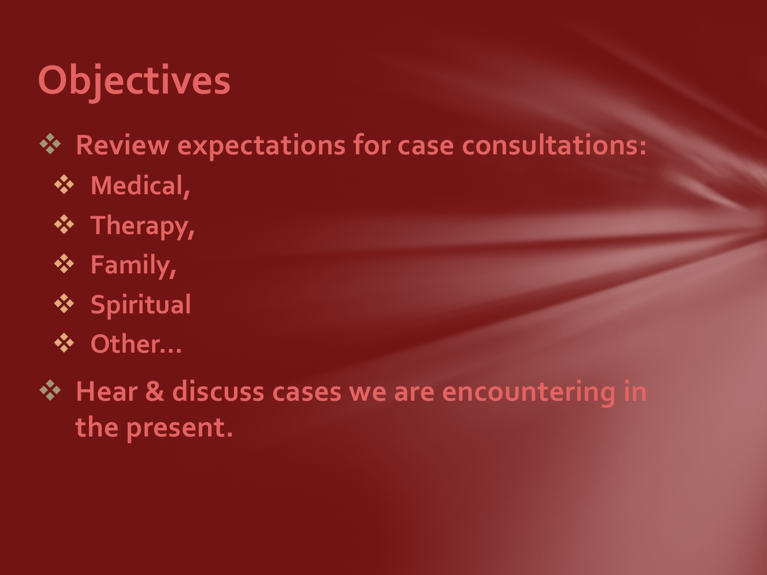# Objectives

- Review expectations for case consultations:
  - Medical,
  - Therapy,
  - Family,
  - Spiritual
  - Other…
- Hear & discuss cases we are encountering in the present.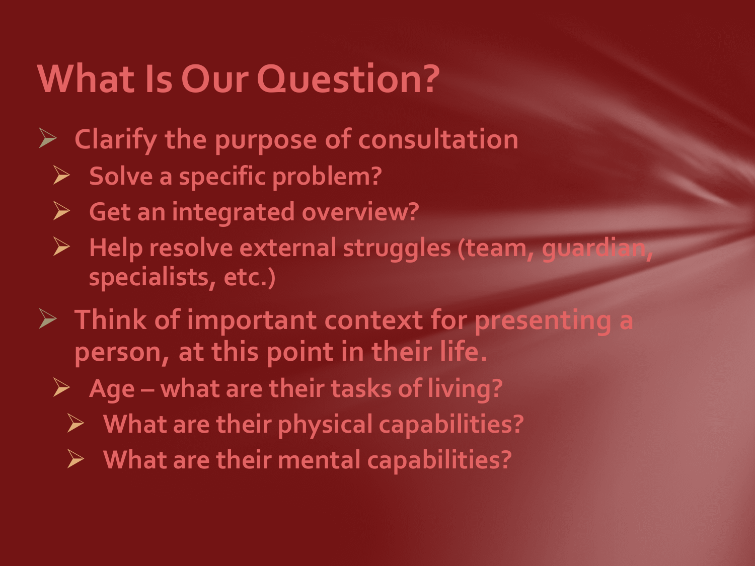# What Is Our Question?

- Clarify the purpose of consultation
  - Solve a specific problem?
  - Get an integrated overview?
  - Help resolve external struggles (team, guardian, specialists, etc.)
- Think of important context for presenting a person, at this point in their life.
  - Age – what are their tasks of living?
    - What are their physical capabilities?
    - What are their mental capabilities?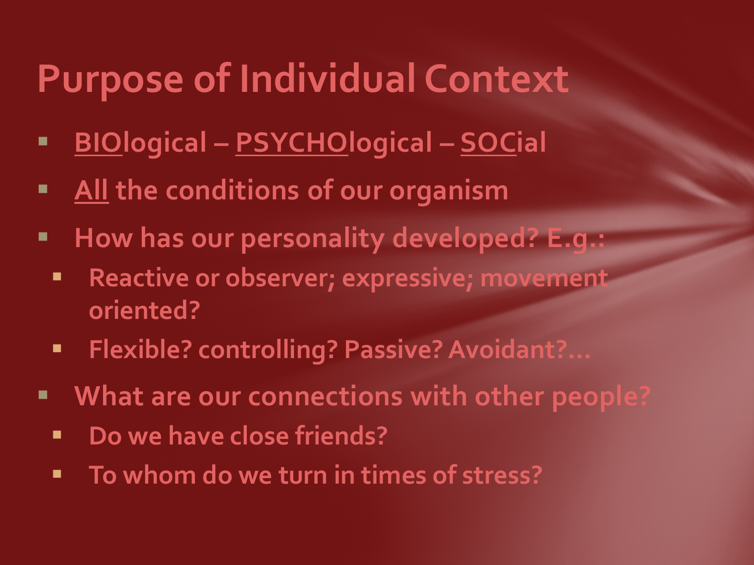# Purpose of Individual Context

- <u>BIO</u>logical – <u>PSYCHO</u>logical – <u>SOC</u>ial
- <u>All</u> the conditions of our organism
- How has our personality developed? E.g.:
  - Reactive or observer; expressive; movement oriented?
  - Flexible? controlling? Passive? Avoidant?…
- What are our connections with other people?
  - Do we have close friends?
  - To whom do we turn in times of stress?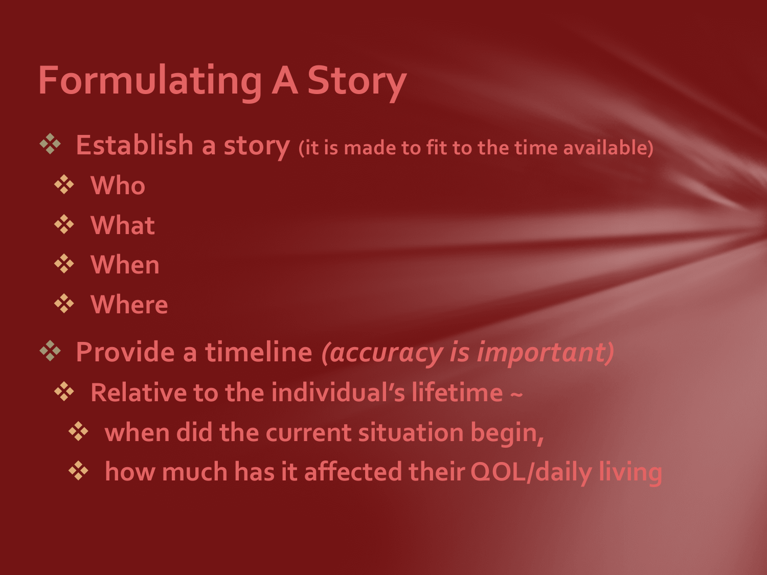# Formulating A Story

- Establish a story (it is made to fit to the time available)
  - Who
  - What
  - When
  - Where
- Provide a timeline *(accuracy is important)*
  - Relative to the individual's lifetime ~
    - when did the current situation begin,
    - how much has it affected their QOL/daily living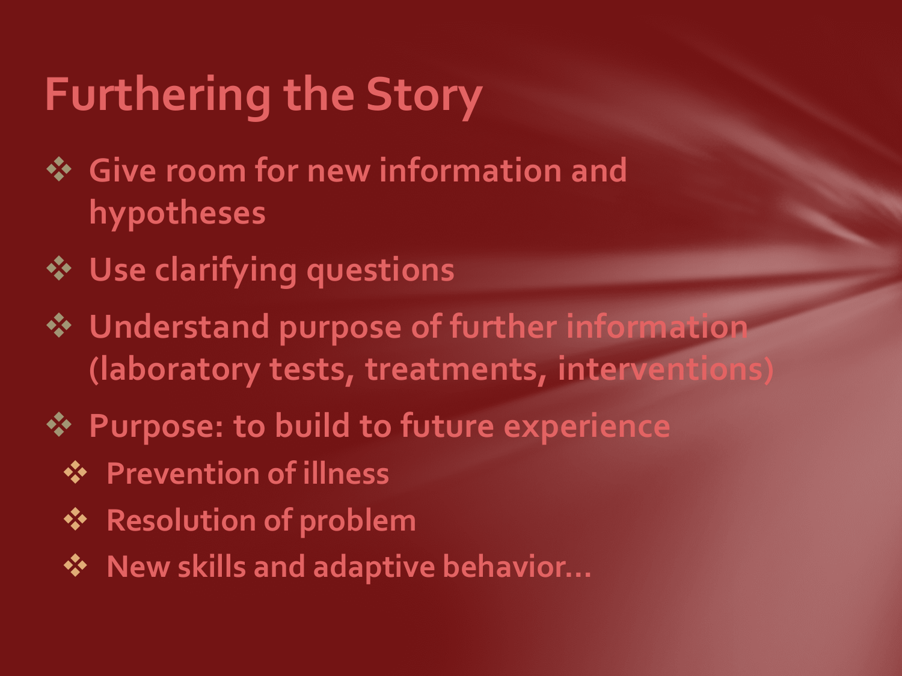# Furthering the Story

- Give room for new information and hypotheses
- Use clarifying questions
- Understand purpose of further information (laboratory tests, treatments, interventions)
- Purpose: to build to future experience
  - Prevention of illness
  - Resolution of problem
  - New skills and adaptive behavior…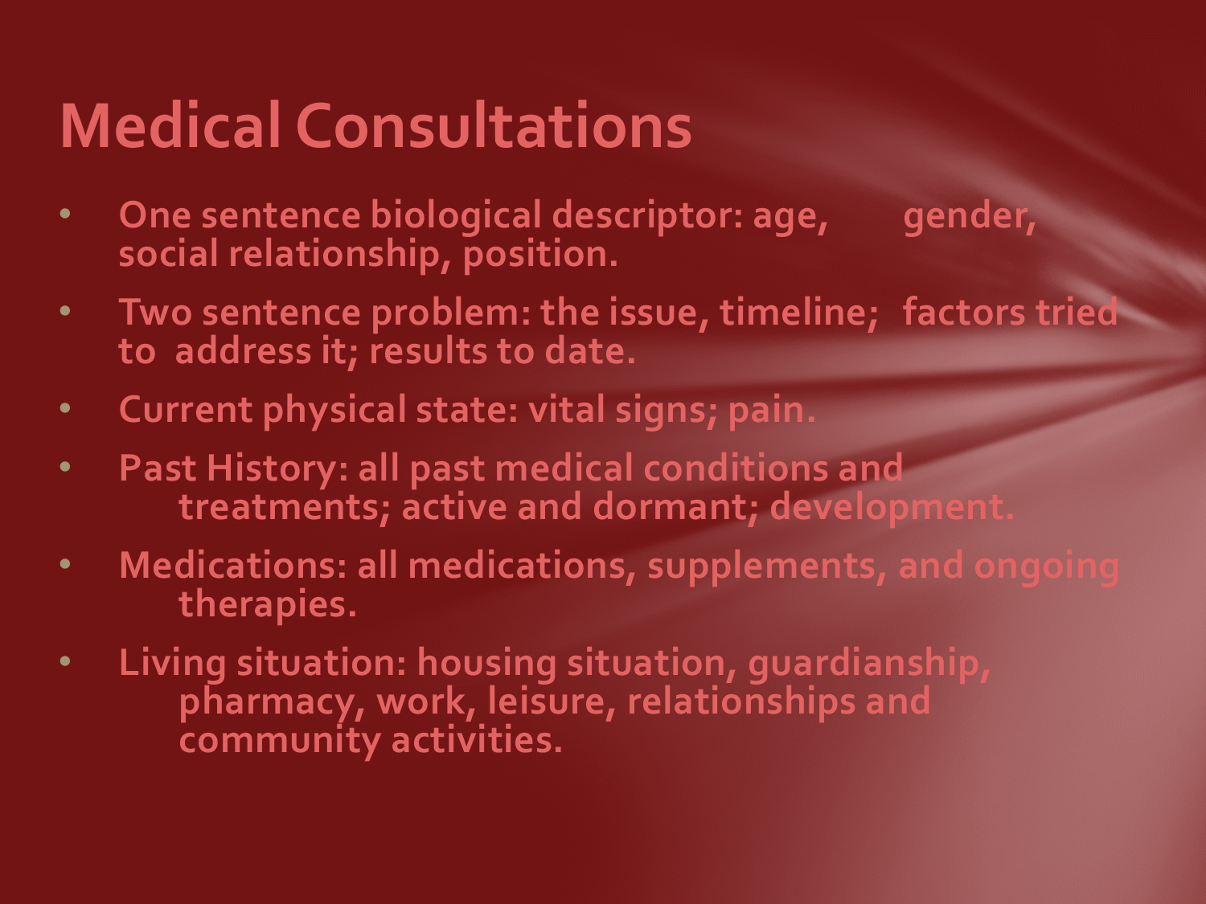# Medical Consultations

- One sentence biological descriptor: age, gender, social relationship, position.
- Two sentence problem: the issue, timeline; factors tried to address it; results to date.
- Current physical state: vital signs; pain.
- Past History: all past medical conditions and treatments; active and dormant; development.
- Medications: all medications, supplements, and ongoing therapies.
- Living situation: housing situation, guardianship, pharmacy, work, leisure, relationships and community activities.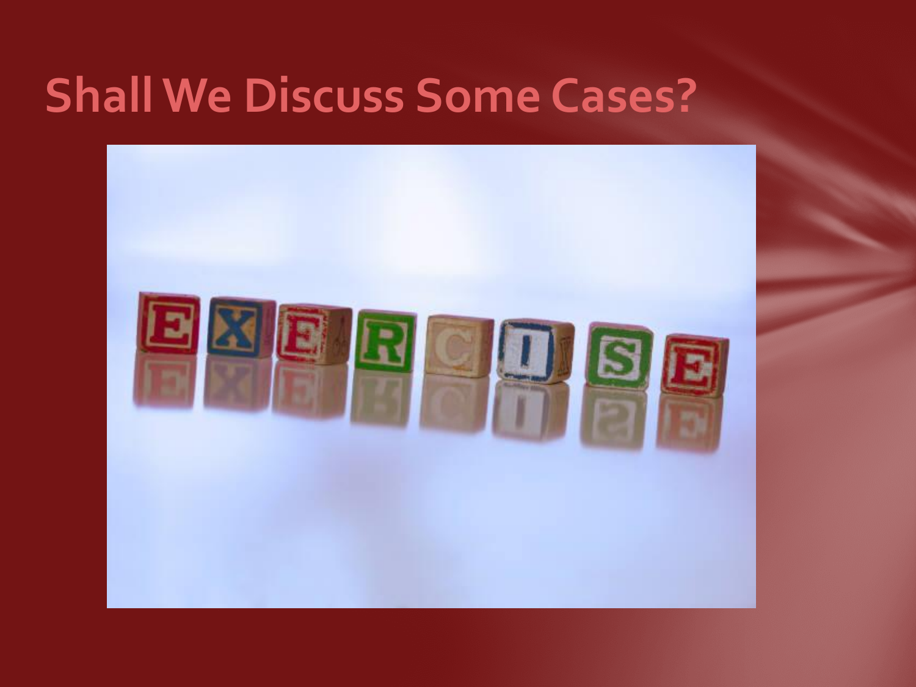# Shall We Discuss Some Cases?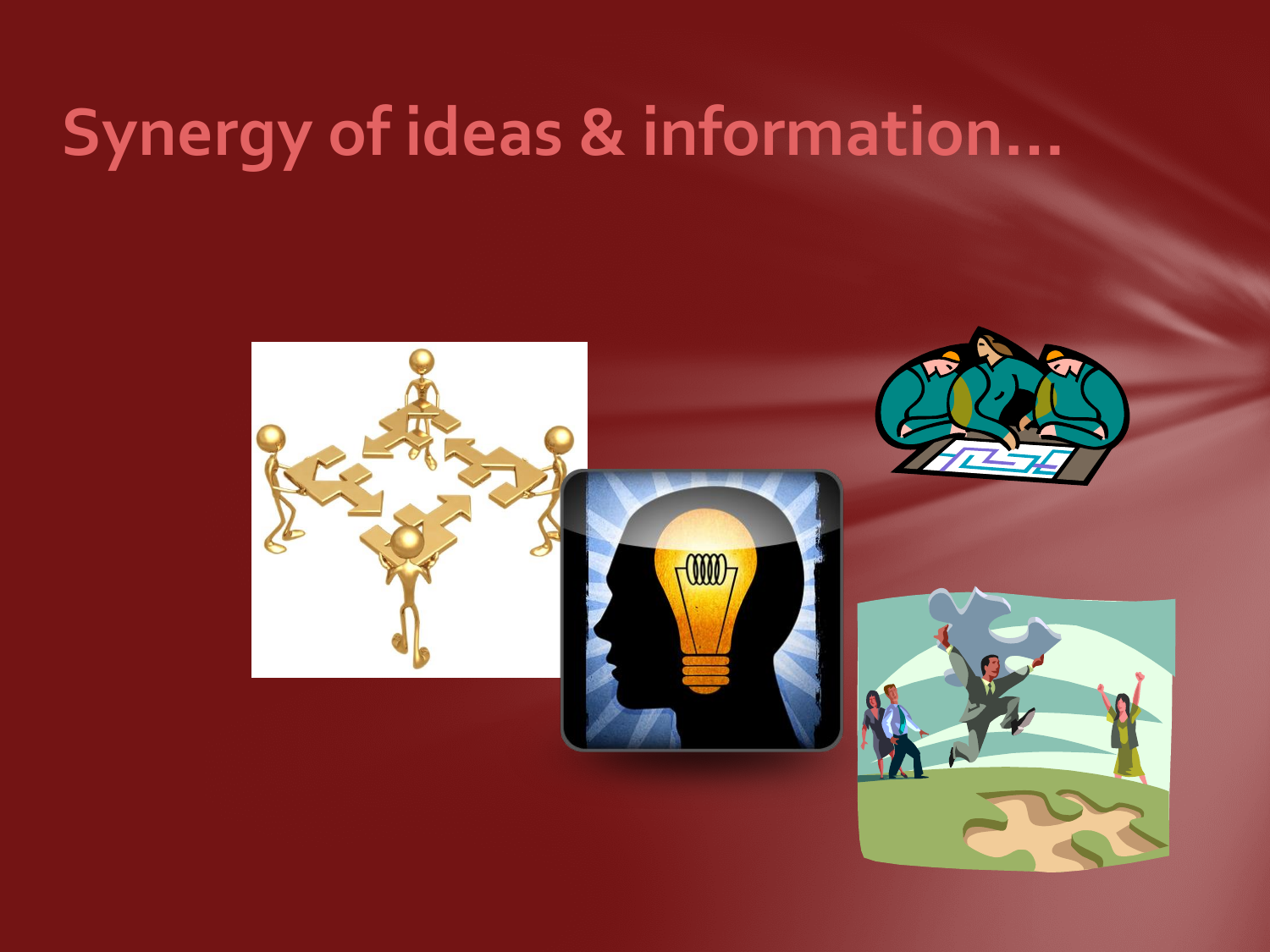# Synergy of ideas & information…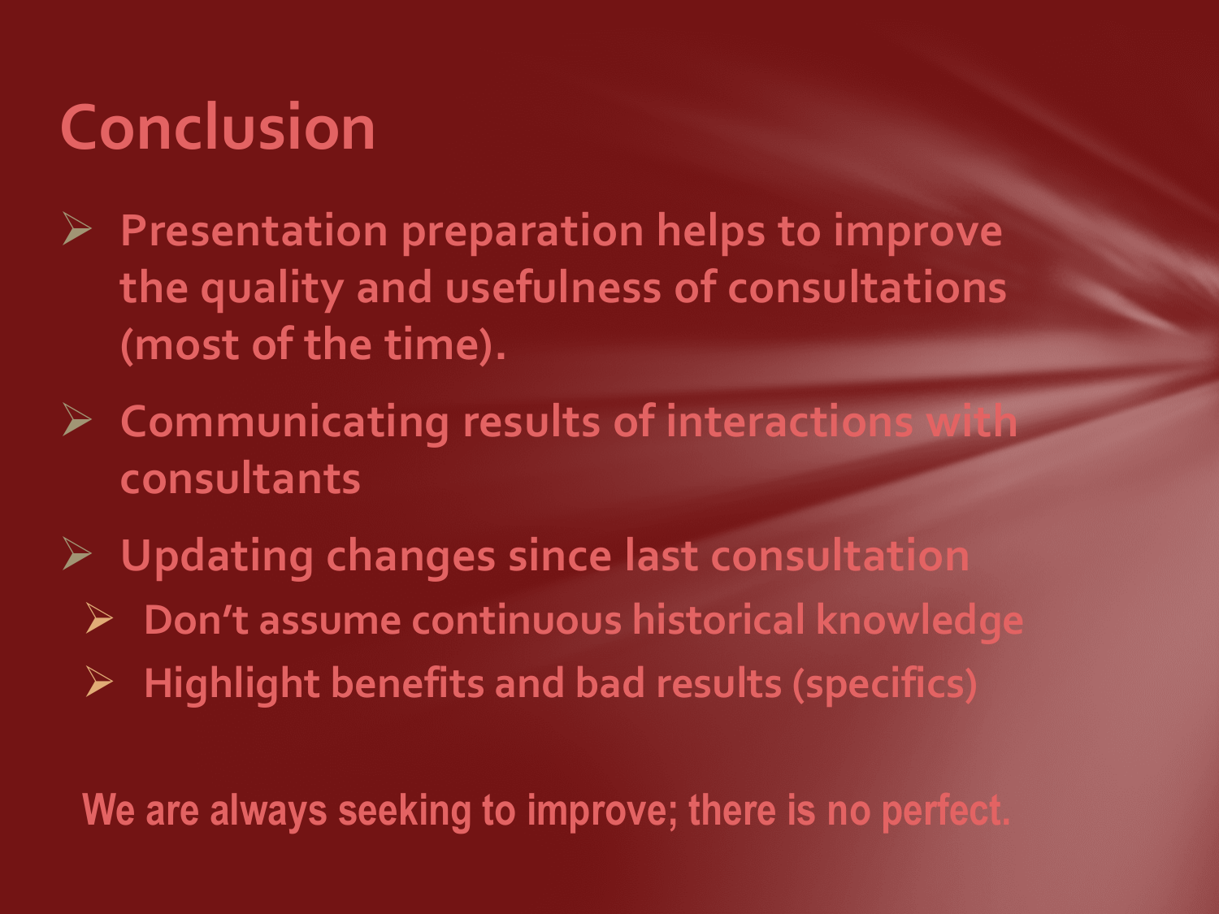# Conclusion

- Presentation preparation helps to improve the quality and usefulness of consultations (most of the time).
- Communicating results of interactions with consultants
- Updating changes since last consultation
  - Don't assume continuous historical knowledge
  - Highlight benefits and bad results (specifics)

We are always seeking to improve; there is no perfect.